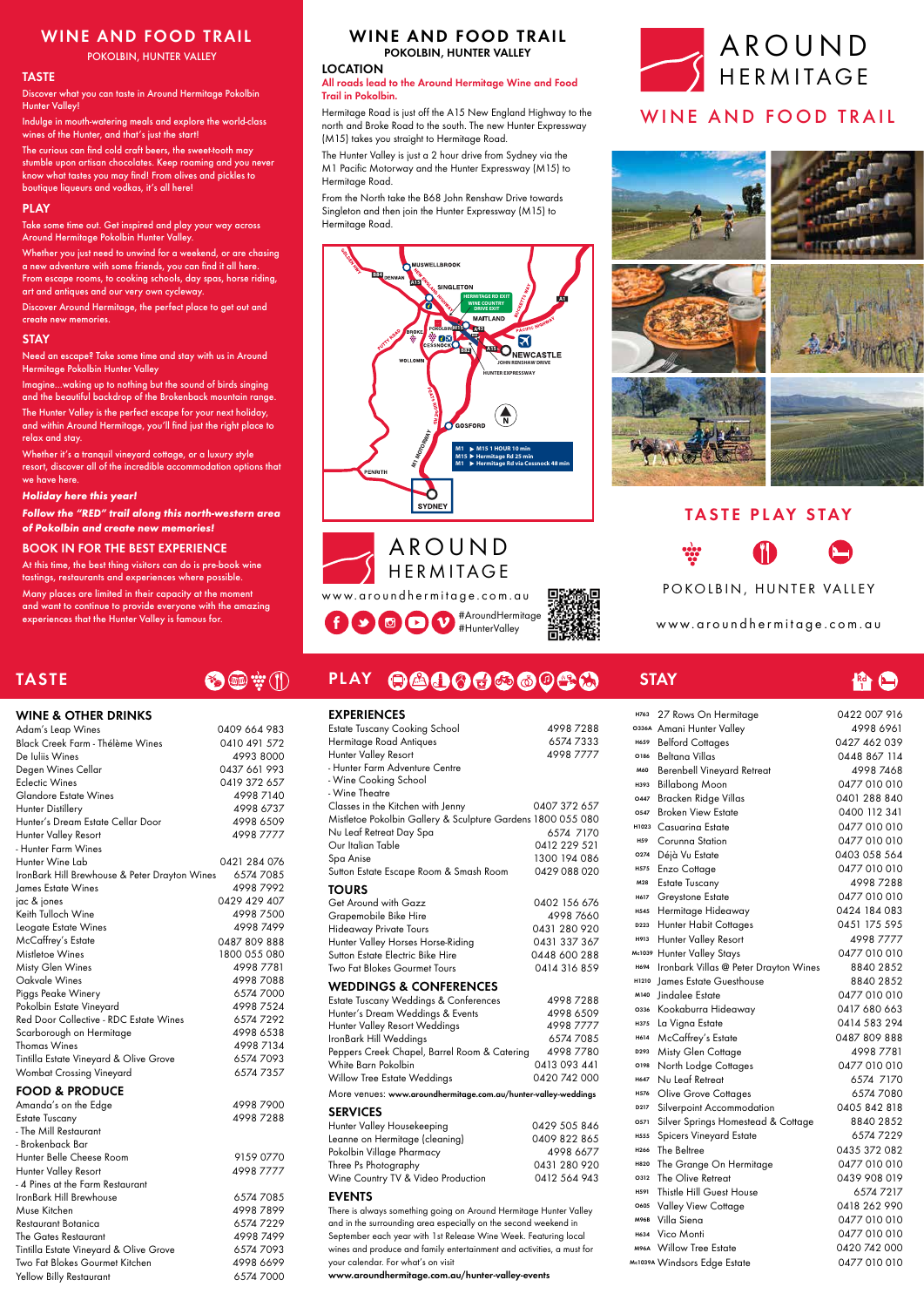# WINE AND FOOD TRAIL

POKOLBIN, HUNTER VALLEY

## TASTE

Discover what you can taste in Around Hermitage Pokolbin Hunter Valley!

Indulge in mouth-watering meals and explore the world-class wines of the Hunter, and that's just the start!

The curious can find cold craft beers, the sweet-tooth may stumble upon artisan chocolates. Keep roaming and you never know what tastes you may find! From olives and pickles to boutique liqueurs and vodkas, it's all here!

## PLAY

Take some time out. Get inspired and play your way across Around Hermitage Pokolbin Hunter Valley.

Whether you just need to unwind for a weekend, or are chasing a new adventure with some friends, you can find it all here. From escape rooms, to cooking schools, day spas, horse riding, art and antiques and our very own cycleway.

Discover Around Hermitage, the perfect place to get out and create new memories.

## STAY

Need an escape? Take some time and stay with us in Around Hermitage Pokolbin Hunter Valley

Imagine...waking up to nothing but the sound of birds singing and the beautiful backdrop of the Brokenback mountain range.

The Hunter Valley is the perfect escape for your next holiday, and within Around Hermitage, you'll find just the right place to relax and stay.

Whether it's a tranquil vineyard cottage, or a luxury style resort, discover all of the incredible accommodation options that we have here.

***Holiday here this year!***

***Follow the "RED" trail along this north-western area of Pokolbin and create new memories!***

## BOOK IN FOR THE BEST EXPERIENCE

At this time, the best thing visitors can do is pre-book wine tastings, restaurants and experiences where possible.

Many places are limited in their capacity at the moment and want to continue to provide everyone with the amazing experiences that the Hunter Valley is famous for.

# WINE AND FOOD TRAIL

POKOLBIN, HUNTER VALLEY

## LOCATION

**All roads lead to the Around Hermitage Wine and Food Trail in Pokolbin.**

Hermitage Road is just off the A15 New England Highway to the north and Broke Road to the south. The new Hunter Expressway (M15) takes you straight to Hermitage Road.

The Hunter Valley is just a 2 hour drive from Sydney via the M1 Pacific Motorway and the Hunter Expressway (M15) to Hermitage Road.

From the North take the B68 John Renshaw Drive towards Singleton and then join the Hunter Expressway (M15) to Hermitage Road.

M1 ▶ M15 1 HOUR 10 min
M15 ▶ Hermitage Rd 25 min
M1 ▶ Hermitage Rd via Cessnock 48 min

AROUND HERMITAGE

www.aroundhermitage.com.au

#AroundHermitage #HunterValley

AROUND HERMITAGE

WINE AND FOOD TRAIL

TASTE PLAY STAY

POKOLBIN, HUNTER VALLEY

www.aroundhermitage.com.au

# TASTE

### WINE & OTHER DRINKS

| | |
|---|---|
| Adam's Leap Wines | 0409 664 983 |
| Black Creek Farm - Thélème Wines | 0410 491 572 |
| De Iuliis Wines | 4993 8000 |
| Degen Wines Cellar | 0437 661 993 |
| Eclectic Wines | 0419 372 657 |
| Glandore Estate Wines | 4998 7140 |
| Hunter Distillery | 4998 6737 |
| Hunter's Dream Estate Cellar Door | 4998 6509 |
| Hunter Valley Resort | 4998 7777 |
| - Hunter Farm Wines | |
| Hunter Wine Lab | 0421 284 076 |
| IronBark Hill Brewhouse & Peter Drayton Wines | 6574 7085 |
| James Estate Wines | 4998 7992 |
| jac & jones | 0429 429 407 |
| Keith Tulloch Wine | 4998 7500 |
| Leogate Estate Wines | 4998 7499 |
| McCaffrey's Estate | 0487 809 888 |
| Mistletoe Wines | 1800 055 080 |
| Misty Glen Wines | 4998 7781 |
| Oakvale Wines | 4998 7088 |
| Piggs Peake Winery | 6574 7000 |
| Pokolbin Estate Vineyard | 4998 7524 |
| Red Door Collective - RDC Estate Wines | 6574 7292 |
| Scarborough on Hermitage | 4998 6538 |
| Thomas Wines | 4998 7134 |
| Tintilla Estate Vineyard & Olive Grove | 6574 7093 |
| Wombat Crossing Vineyard | 6574 7357 |

### FOOD & PRODUCE

| | |
|---|---|
| Amanda's on the Edge | 4998 7900 |
| Estate Tuscany | 4998 7288 |
| - The Mill Restaurant | |
| - Brokenback Bar | |
| Hunter Belle Cheese Room | 9159 0770 |
| Hunter Valley Resort | 4998 7777 |
| - 4 Pines at the Farm Restaurant | |
| IronBark Hill Brewhouse | 6574 7085 |
| Muse Kitchen | 4998 7899 |
| Restaurant Botanica | 6574 7229 |
| The Gates Restaurant | 4998 7499 |
| Tintilla Estate Vineyard & Olive Grove | 6574 7093 |
| Two Fat Blokes Gourmet Kitchen | 4998 6699 |
| Yellow Billy Restaurant | 6574 7000 |

# PLAY

### EXPERIENCES

| | |
|---|---|
| Estate Tuscany Cooking School | 4998 7288 |
| Hermitage Road Antiques | 6574 7333 |
| Hunter Valley Resort | 4998 7777 |
| - Hunter Farm Adventure Centre | |
| - Wine Cooking School | |
| - Wine Theatre | |
| Classes in the Kitchen with Jenny | 0407 372 657 |
| Mistletoe Pokolbin Gallery & Sculpture Gardens | 1800 055 080 |
| Nu Leaf Retreat Day Spa | 6574 7170 |
| Our Italian Table | 0412 229 521 |
| Spa Anise | 1300 194 086 |
| Sutton Estate Escape Room & Smash Room | 0429 088 020 |

### TOURS

| | |
|---|---|
| Get Around with Gazz | 0402 156 676 |
| Grapemobile Bike Hire | 4998 7660 |
| Hideaway Private Tours | 0431 280 920 |
| Hunter Valley Horses Horse-Riding | 0431 337 367 |
| Sutton Estate Electric Bike Hire | 0448 600 288 |
| Two Fat Blokes Gourmet Tours | 0414 316 859 |

### WEDDINGS & CONFERENCES

| | |
|---|---|
| Estate Tuscany Weddings & Conferences | 4998 7288 |
| Hunter's Dream Weddings & Events | 4998 6509 |
| Hunter Valley Resort Weddings | 4998 7777 |
| IronBark Hill Weddings | 6574 7085 |
| Peppers Creek Chapel, Barrel Room & Catering | 4998 7780 |
| White Barn Pokolbin | 0413 093 441 |
| Willow Tree Estate Weddings | 0420 742 000 |

More venues: **www.aroundhermitage.com.au/hunter-valley-weddings**

### SERVICES

| | |
|---|---|
| Hunter Valley Housekeeping | 0429 505 846 |
| Leanne on Hermitage (cleaning) | 0409 822 865 |
| Pokolbin Village Pharmacy | 4998 6677 |
| Three Ps Photography | 0431 280 920 |
| Wine Country TV & Video Production | 0412 564 943 |

### EVENTS

There is always something going on Around Hermitage Hunter Valley and in the surrounding area especially on the second weekend in September each year with 1st Release Wine Week. Featuring local wines and produce and family entertainment and activities, a must for your calendar. For what's on visit

**www.aroundhermitage.com.au/hunter-valley-events**

# STAY

| | | |
|---|---|---|
| H763 | 27 Rows On Hermitage | 0422 007 916 |
| O336A | Amani Hunter Valley | 4998 6961 |
| H659 | Belford Cottages | 0427 462 039 |
| O186 | Beltana Villas | 0448 867 114 |
| M60 | Berenbell Vineyard Retreat | 4998 7468 |
| H393 | Billabong Moon | 0477 010 010 |
| O447 | Bracken Ridge Villas | 0401 288 840 |
| O547 | Broken View Estate | 0400 112 341 |
| H1023 | Casuarina Estate | 0477 010 010 |
| H59 | Corunna Station | 0477 010 010 |
| O274 | Déjà Vu Estate | 0403 058 564 |
| H575 | Enzo Cottage | 0477 010 010 |
| M28 | Estate Tuscany | 4998 7288 |
| H617 | Greystone Estate | 0477 010 010 |
| H545 | Hermitage Hideaway | 0424 184 083 |
| D223 | Hunter Habit Cottages | 0451 175 595 |
| H913 | Hunter Valley Resort | 4998 7777 |
| Mc1039 | Hunter Valley Stays | 0477 010 010 |
| H694 | Ironbark Villas @ Peter Drayton Wines | 8840 2852 |
| H1210 | James Estate Guesthouse | 8840 2852 |
| M140 | Jindalee Estate | 0477 010 010 |
| O336 | Kookaburra Hideaway | 0417 680 663 |
| H375 | La Vigna Estate | 0414 583 294 |
| H614 | McCaffrey's Estate | 0487 809 888 |
| D293 | Misty Glen Cottage | 4998 7781 |
| O198 | North Lodge Cottages | 0477 010 010 |
| H647 | Nu Leaf Retreat | 6574 7170 |
| H576 | Olive Grove Cottages | 6574 7080 |
| D217 | Silverpoint Accommodation | 0405 842 818 |
| O571 | Silver Springs Homestead & Cottage | 8840 2852 |
| H555 | Spicers Vineyard Estate | 6574 7229 |
| H266 | The Belfree | 0435 372 082 |
| H820 | The Grange On Hermitage | 0477 010 010 |
| O312 | The Olive Retreat | 0439 908 019 |
| H591 | Thistle Hill Guest House | 6574 7217 |
| O605 | Valley View Cottage | 0418 262 990 |
| M96B | Villa Siena | 0477 010 010 |
| H634 | Vico Monti | 0477 010 010 |
| M96A | Willow Tree Estate | 0420 742 000 |
| Mc1039A | Windsors Edge Estate | 0477 010 010 |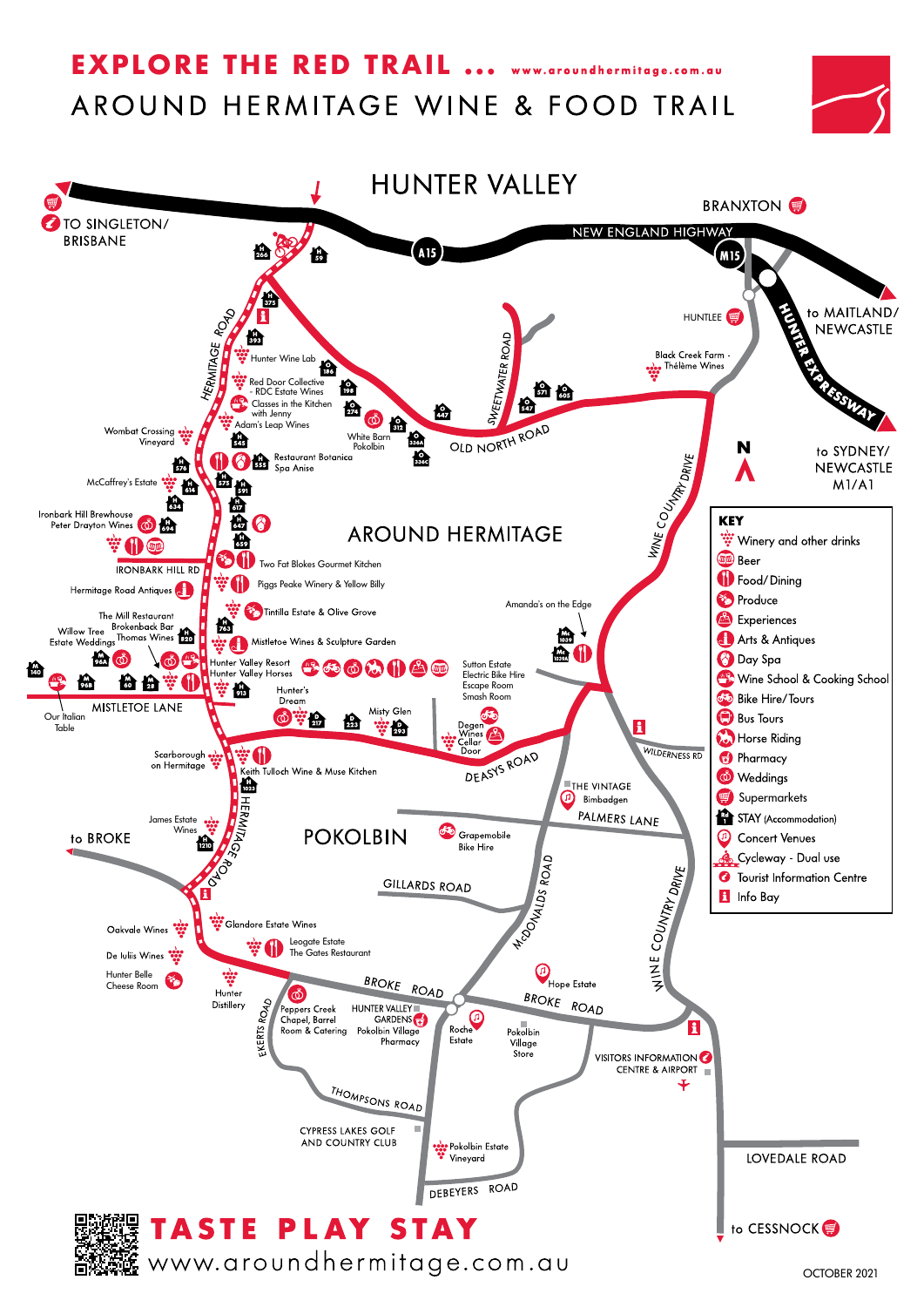# EXPLORE THE RED TRAIL ... www.aroundhermitage.com.au

## AROUND HERMITAGE WINE & FOOD TRAIL

HUNTER VALLEY

TO SINGLETON/ BRISBANE

BRANXTON

NEW ENGLAND HIGHWAY

A15

M15

HUNTLEE

to MAITLAND/ NEWCASTLE

HUNTER EXPRESSWAY

to SYDNEY/ NEWCASTLE M1/A1

N

HERMITAGE ROAD

Hunter Wine Lab

Red Door Collective - RDC Estate Wines

Classes in the Kitchen with Jenny

Adam's Leap Wines

Wombat Crossing Vineyard

White Barn Pokolbin

Restaurant Botanica Spa Anise

McCaffrey's Estate

Ironbark Hill Brewhouse

Peter Drayton Wines

IRONBARK HILL RD

Two Fat Blokes Gourmet Kitchen

Piggs Peake Winery & Yellow Billy

Hermitage Road Antiques

Tintilla Estate & Olive Grove

The Mill Restaurant

Brokenback Bar

Willow Tree Estate Weddings

Thomas Wines

Mistletoe Wines & Sculpture Garden

Hunter Valley Resort

Hunter Valley Horses

MISTLETOE LANE

Our Italian Table

Hunter's Dream

Misty Glen

Scarborough on Hermitage

Keith Tulloch Wine & Muse Kitchen

SWEETWATER ROAD

OLD NORTH ROAD

Black Creek Farm - Thélème Wines

WINE COUNTRY DRIVE

AROUND HERMITAGE

Amanda's on the Edge

Sutton Estate Electric Bike Hire Escape Room Smash Room

Degen Wines Cellar Door

DEASYS ROAD

WILDERNESS RD

THE VINTAGE

Bimbadgen

PALMERS LANE

James Estate Wines

to BROKE

POKOLBIN

Grapemobile Bike Hire

GILLARDS ROAD

McDONALDS ROAD

Oakvale Wines

Glandore Estate Wines

Leogate Estate The Gates Restaurant

De Iuliis Wines

Hunter Belle Cheese Room

Hunter Distillery

BROKE ROAD

Hope Estate

Peppers Creek Chapel, Barrel Room & Catering

HUNTER VALLEY GARDENS

Pokolbin Village Pharmacy

Roche Estate

Pokolbin Village Store

EKERTS ROAD

VISITORS INFORMATION CENTRE & AIRPORT

THOMPSONS ROAD

CYPRESS LAKES GOLF AND COUNTRY CLUB

Pokolbin Estate Vineyard

DEBEYERS ROAD

LOVEDALE ROAD

to CESSNOCK

**KEY**

- Winery and other drinks
- Beer
- Food/ Dining
- Produce
- Experiences
- Arts & Antiques
- Day Spa
- Wine School & Cooking School
- Bike Hire/Tours
- Bus Tours
- Horse Riding
- Pharmacy
- Weddings
- Supermarkets
- STAY (Accommodation)
- Concert Venues
- Cycleway - Dual use
- Tourist Information Centre
- Info Bay

# TASTE PLAY STAY

www.aroundhermitage.com.au

OCTOBER 2021